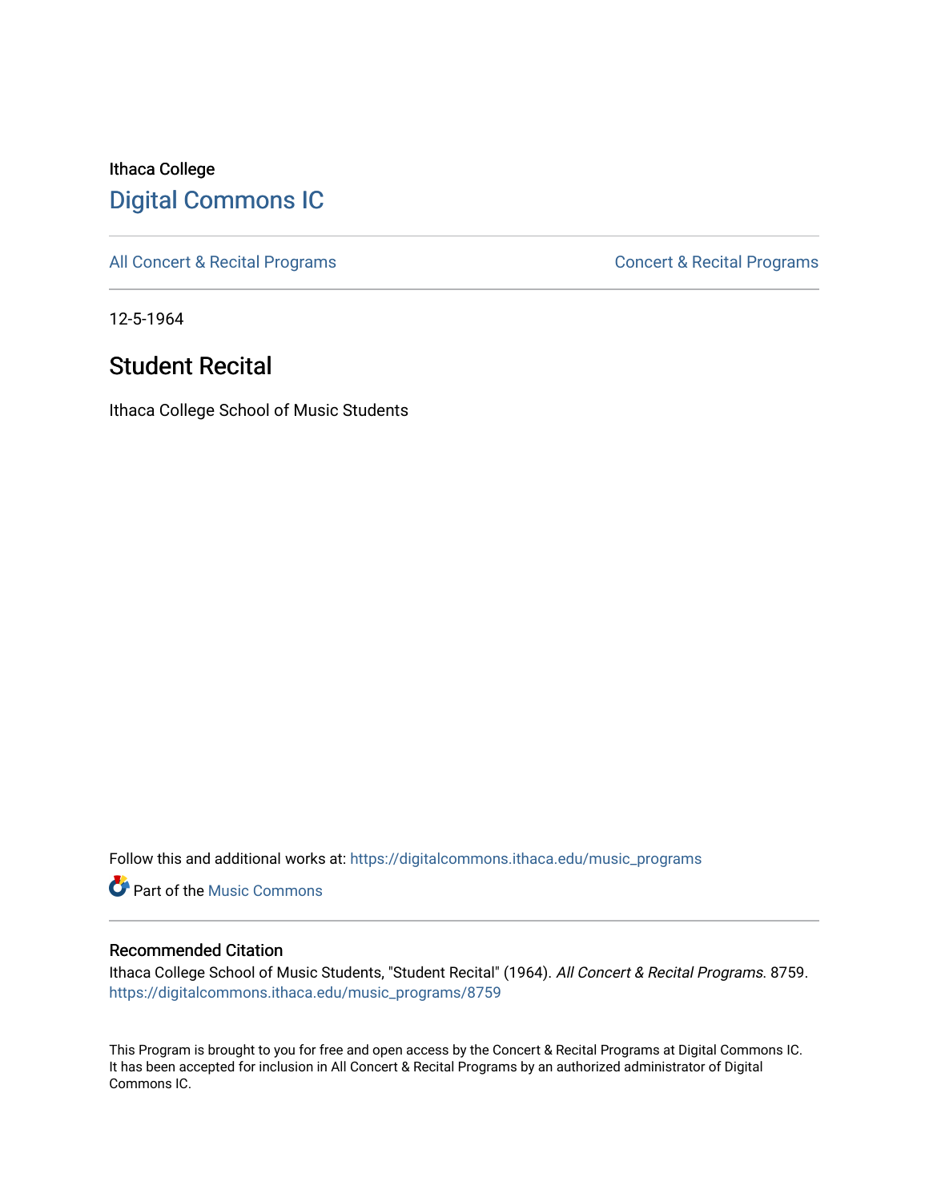Ithaca College

# Digital Commons IC

All Concert & Recital Programs | Concert & Recital Programs

12-5-1964

## Student Recital

Ithaca College School of Music Students

Follow this and additional works at: https://digitalcommons.ithaca.edu/music_programs

Part of the Music Commons

### Recommended Citation

Ithaca College School of Music Students, "Student Recital" (1964). *All Concert & Recital Programs*. 8759.
https://digitalcommons.ithaca.edu/music_programs/8759

This Program is brought to you for free and open access by the Concert & Recital Programs at Digital Commons IC. It has been accepted for inclusion in All Concert & Recital Programs by an authorized administrator of Digital Commons IC.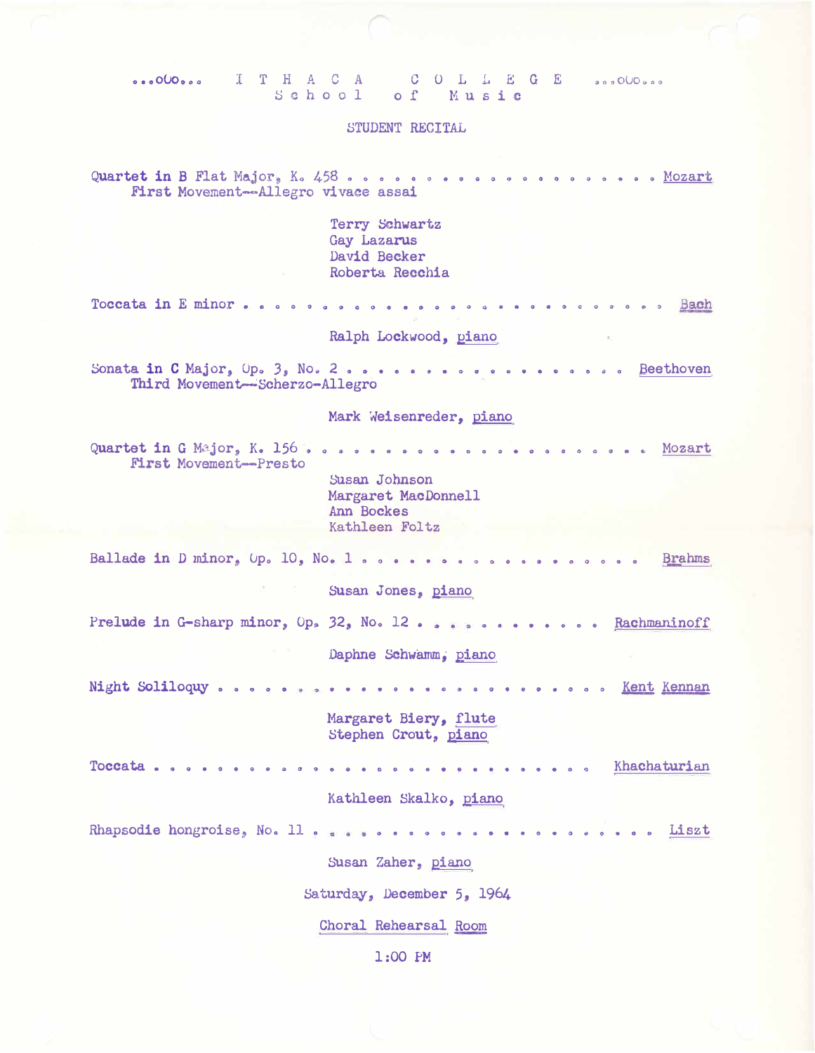...oOo... ITHACA COLLEGE ...oOo...
School of Music

STUDENT RECITAL

Quartet in B Flat Major, K. 458 . . . . . . . . . . . . . . . . . . . . . . Mozart
First Movement--Allegro vivace assai

Terry Schwartz
Gay Lazarus
David Becker
Roberta Recchia

Toccata in E minor . . . . . . . . . . . . . . . . . . . . . . . . . . . . Bach

Ralph Lockwood, piano

Sonata in C Major, Op. 3, No. 2 . . . . . . . . . . . . . . . . . . . . Beethoven
Third Movement--Scherzo-Allegro

Mark Weisenreder, piano

Quartet in G Major, K. 156 . . . . . . . . . . . . . . . . . . . . . . . . Mozart
First Movement--Presto

Susan Johnson
Margaret MacDonnell
Ann Bockes
Kathleen Foltz

Ballade in D minor, Op. 10, No. 1 . . . . . . . . . . . . . . . . . . . Brahms

Susan Jones, piano

Prelude in G-sharp minor, Op. 32, No. 12 . . . . . . . . . . . . . Rachmaninoff

Daphne Schwamm, piano

Night Soliloquy . . . . . . . . . . . . . . . . . . . . . . . . . . . . Kent Kennan

Margaret Biery, flute
Stephen Crout, piano

Toccata . . . . . . . . . . . . . . . . . . . . . . . . . . . . . . . . Khachaturian

Kathleen Skalko, piano

Rhapsodie hongroise, No. 11 . . . . . . . . . . . . . . . . . . . . . . . Liszt

Susan Zaher, piano

Saturday, December 5, 1964

Choral Rehearsal Room

1:00 PM